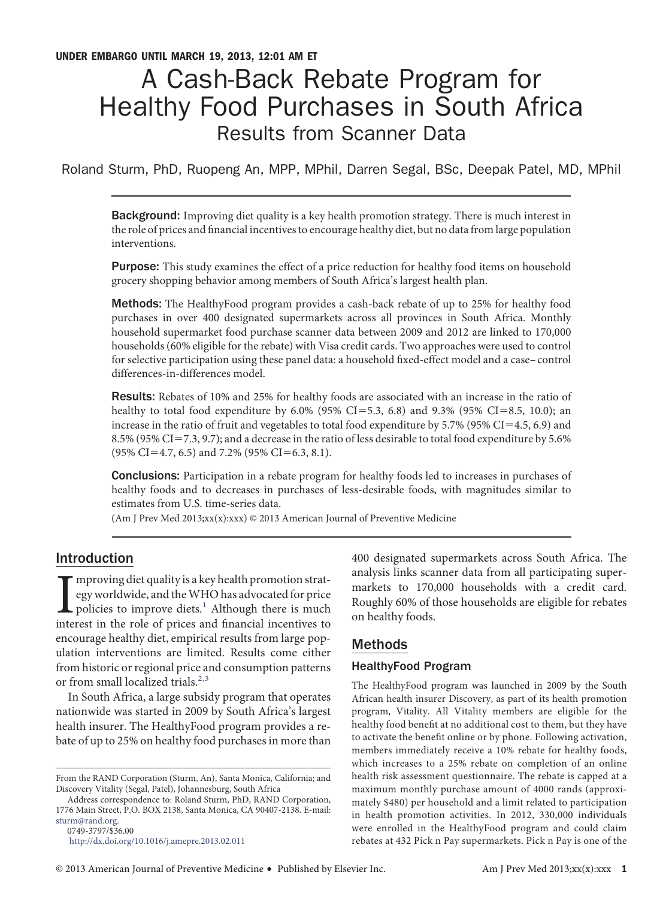UNDER EMBARGO UNTIL MARCH 19, 2013, 12:01 AM ET

# A Cash-Back Rebate Program for Healthy Food Purchases in South Africa

## Results from Scanner Data

Roland Sturm, PhD, Ruopeng An, MPP, MPhil, Darren Segal, BSc, Deepak Patel, MD, MPhil

**Background:** Improving diet quality is a key health promotion strategy. There is much interest in the role of prices and financial incentives to encourage healthy diet, but no data from large population interventions.

**Purpose:** This study examines the effect of a price reduction for healthy food items on household grocery shopping behavior among members of South Africa's largest health plan.

**Methods:** The HealthyFood program provides a cash-back rebate of up to 25% for healthy food purchases in over 400 designated supermarkets across all provinces in South Africa. Monthly household supermarket food purchase scanner data between 2009 and 2012 are linked to 170,000 households (60% eligible for the rebate) with Visa credit cards. Two approaches were used to control for selective participation using these panel data: a household fixed-effect model and a case–control differences-in-differences model.

**Results:** Rebates of 10% and 25% for healthy foods are associated with an increase in the ratio of healthy to total food expenditure by 6.0% (95% CI=5.3, 6.8) and 9.3% (95% CI=8.5, 10.0); an increase in the ratio of fruit and vegetables to total food expenditure by 5.7% (95% CI=4.5, 6.9) and 8.5% (95% CI=7.3, 9.7); and a decrease in the ratio of less desirable to total food expenditure by 5.6% (95% CI=4.7, 6.5) and 7.2% (95% CI=6.3, 8.1).

**Conclusions:** Participation in a rebate program for healthy foods led to increases in purchases of healthy foods and to decreases in purchases of less-desirable foods, with magnitudes similar to estimates from U.S. time-series data.

(Am J Prev Med 2013;xx(x):xxx) © 2013 American Journal of Preventive Medicine

## Introduction

Improving diet quality is a key health promotion strategy worldwide, and the WHO has advocated for price policies to improve diets.[1] Although there is much interest in the role of prices and financial incentives to encourage healthy diet, empirical results from large population interventions are limited. Results come either from historic or regional price and consumption patterns or from small localized trials.[2,3]

In South Africa, a large subsidy program that operates nationwide was started in 2009 by South Africa's largest health insurer. The HealthyFood program provides a rebate of up to 25% on healthy food purchases in more than 400 designated supermarkets across South Africa. The analysis links scanner data from all participating supermarkets to 170,000 households with a credit card. Roughly 60% of those households are eligible for rebates on healthy foods.

## Methods

### HealthyFood Program

The HealthyFood program was launched in 2009 by the South African health insurer Discovery, as part of its health promotion program, Vitality. All Vitality members are eligible for the healthy food benefit at no additional cost to them, but they have to activate the benefit online or by phone. Following activation, members immediately receive a 10% rebate for healthy foods, which increases to a 25% rebate on completion of an online health risk assessment questionnaire. The rebate is capped at a maximum monthly purchase amount of 4000 rands (approximately $480) per household and a limit related to participation in health promotion activities. In 2012, 330,000 individuals were enrolled in the HealthyFood program and could claim rebates at 432 Pick n Pay supermarkets. Pick n Pay is one of the

From the RAND Corporation (Sturm, An), Santa Monica, California; and Discovery Vitality (Segal, Patel), Johannesburg, South Africa

Address correspondence to: Roland Sturm, PhD, RAND Corporation, 1776 Main Street, P.O. BOX 2138, Santa Monica, CA 90407-2138. E-mail: sturm@rand.org.

0749-3797/$36.00

http://dx.doi.org/10.1016/j.amepre.2013.02.011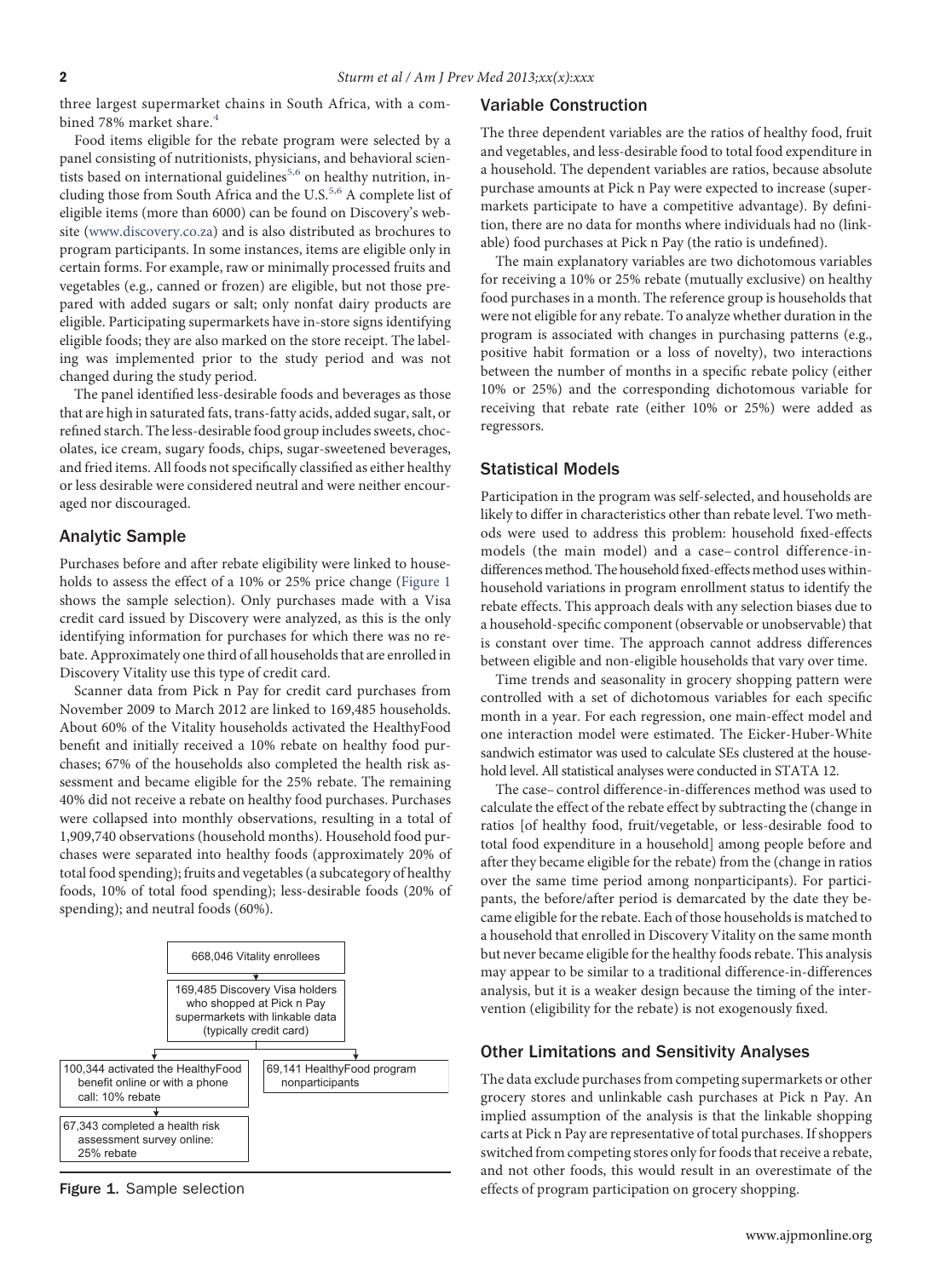three largest supermarket chains in South Africa, with a combined 78% market share.[4]

Food items eligible for the rebate program were selected by a panel consisting of nutritionists, physicians, and behavioral scientists based on international guidelines[5,6] on healthy nutrition, including those from South Africa and the U.S.[5,6] A complete list of eligible items (more than 6000) can be found on Discovery's website (www.discovery.co.za) and is also distributed as brochures to program participants. In some instances, items are eligible only in certain forms. For example, raw or minimally processed fruits and vegetables (e.g., canned or frozen) are eligible, but not those prepared with added sugars or salt; only nonfat dairy products are eligible. Participating supermarkets have in-store signs identifying eligible foods; they are also marked on the store receipt. The labeling was implemented prior to the study period and was not changed during the study period.

The panel identified less-desirable foods and beverages as those that are high in saturated fats, trans-fatty acids, added sugar, salt, or refined starch. The less-desirable food group includes sweets, chocolates, ice cream, sugary foods, chips, sugar-sweetened beverages, and fried items. All foods not specifically classified as either healthy or less desirable were considered neutral and were neither encouraged nor discouraged.

## Analytic Sample

Purchases before and after rebate eligibility were linked to households to assess the effect of a 10% or 25% price change (Figure 1 shows the sample selection). Only purchases made with a Visa credit card issued by Discovery were analyzed, as this is the only identifying information for purchases for which there was no rebate. Approximately one third of all households that are enrolled in Discovery Vitality use this type of credit card.

Scanner data from Pick n Pay for credit card purchases from November 2009 to March 2012 are linked to 169,485 households. About 60% of the Vitality households activated the HealthyFood benefit and initially received a 10% rebate on healthy food purchases; 67% of the households also completed the health risk assessment and became eligible for the 25% rebate. The remaining 40% did not receive a rebate on healthy food purchases. Purchases were collapsed into monthly observations, resulting in a total of 1,909,740 observations (household months). Household food purchases were separated into healthy foods (approximately 20% of total food spending); fruits and vegetables (a subcategory of healthy foods, 10% of total food spending); less-desirable foods (20% of spending); and neutral foods (60%).

668,046 Vitality enrollees

169,485 Discovery Visa holders who shopped at Pick n Pay supermarkets with linkable data (typically credit card)

100,344 activated the HealthyFood benefit online or with a phone call: 10% rebate

67,343 completed a health risk assessment survey online: 25% rebate

69,141 HealthyFood program nonparticipants

**Figure 1.** Sample selection

## Variable Construction

The three dependent variables are the ratios of healthy food, fruit and vegetables, and less-desirable food to total food expenditure in a household. The dependent variables are ratios, because absolute purchase amounts at Pick n Pay were expected to increase (supermarkets participate to have a competitive advantage). By definition, there are no data for months where individuals had no (linkable) food purchases at Pick n Pay (the ratio is undefined).

The main explanatory variables are two dichotomous variables for receiving a 10% or 25% rebate (mutually exclusive) on healthy food purchases in a month. The reference group is households that were not eligible for any rebate. To analyze whether duration in the program is associated with changes in purchasing patterns (e.g., positive habit formation or a loss of novelty), two interactions between the number of months in a specific rebate policy (either 10% or 25%) and the corresponding dichotomous variable for receiving that rebate rate (either 10% or 25%) were added as regressors.

## Statistical Models

Participation in the program was self-selected, and households are likely to differ in characteristics other than rebate level. Two methods were used to address this problem: household fixed-effects models (the main model) and a case–control difference-in-differences method. The household fixed-effects method uses within-household variations in program enrollment status to identify the rebate effects. This approach deals with any selection biases due to a household-specific component (observable or unobservable) that is constant over time. The approach cannot address differences between eligible and non-eligible households that vary over time.

Time trends and seasonality in grocery shopping pattern were controlled with a set of dichotomous variables for each specific month in a year. For each regression, one main-effect model and one interaction model were estimated. The Eicker-Huber-White sandwich estimator was used to calculate SEs clustered at the household level. All statistical analyses were conducted in STATA 12.

The case–control difference-in-differences method was used to calculate the effect of the rebate effect by subtracting the (change in ratios [of healthy food, fruit/vegetable, or less-desirable food to total food expenditure in a household] among people before and after they became eligible for the rebate) from the (change in ratios over the same time period among nonparticipants). For participants, the before/after period is demarcated by the date they became eligible for the rebate. Each of those households is matched to a household that enrolled in Discovery Vitality on the same month but never became eligible for the healthy foods rebate. This analysis may appear to be similar to a traditional difference-in-differences analysis, but it is a weaker design because the timing of the intervention (eligibility for the rebate) is not exogenously fixed.

## Other Limitations and Sensitivity Analyses

The data exclude purchases from competing supermarkets or other grocery stores and unlinkable cash purchases at Pick n Pay. An implied assumption of the analysis is that the linkable shopping carts at Pick n Pay are representative of total purchases. If shoppers switched from competing stores only for foods that receive a rebate, and not other foods, this would result in an overestimate of the effects of program participation on grocery shopping.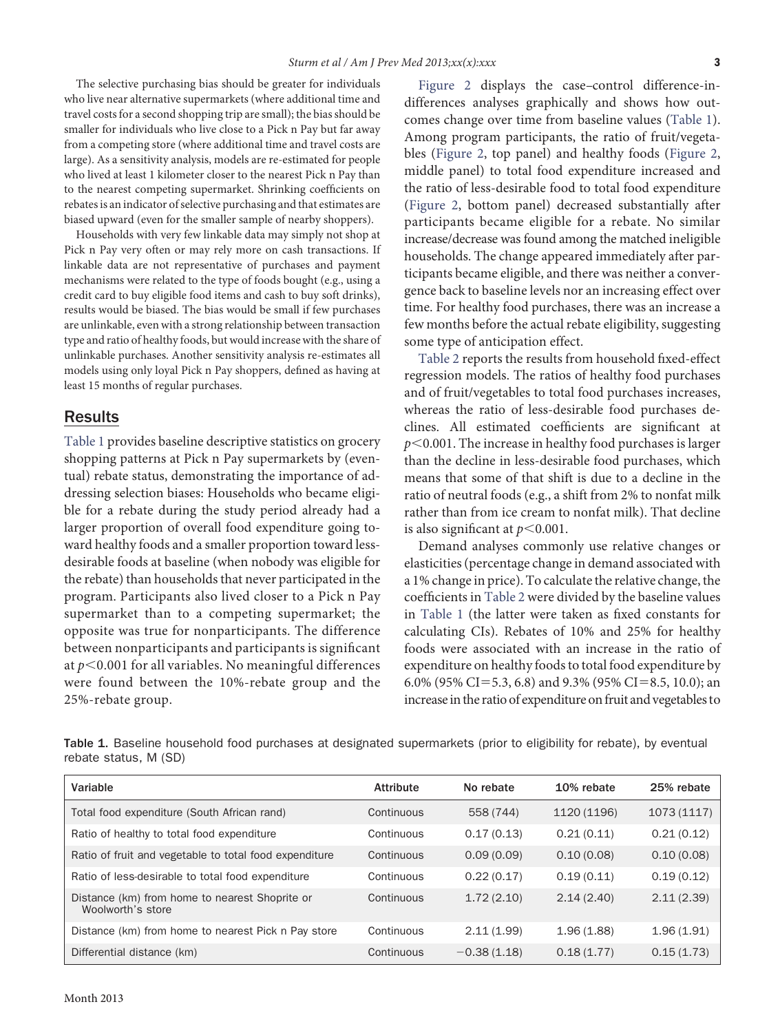The selective purchasing bias should be greater for individuals who live near alternative supermarkets (where additional time and travel costs for a second shopping trip are small); the bias should be smaller for individuals who live close to a Pick n Pay but far away from a competing store (where additional time and travel costs are large). As a sensitivity analysis, models are re-estimated for people who lived at least 1 kilometer closer to the nearest Pick n Pay than to the nearest competing supermarket. Shrinking coefficients on rebates is an indicator of selective purchasing and that estimates are biased upward (even for the smaller sample of nearby shoppers).

Households with very few linkable data may simply not shop at Pick n Pay very often or may rely more on cash transactions. If linkable data are not representative of purchases and payment mechanisms were related to the type of foods bought (e.g., using a credit card to buy eligible food items and cash to buy soft drinks), results would be biased. The bias would be small if few purchases are unlinkable, even with a strong relationship between transaction type and ratio of healthy foods, but would increase with the share of unlinkable purchases. Another sensitivity analysis re-estimates all models using only loyal Pick n Pay shoppers, defined as having at least 15 months of regular purchases.

## Results

Table 1 provides baseline descriptive statistics on grocery shopping patterns at Pick n Pay supermarkets by (eventual) rebate status, demonstrating the importance of addressing selection biases: Households who became eligible for a rebate during the study period already had a larger proportion of overall food expenditure going toward healthy foods and a smaller proportion toward less-desirable foods at baseline (when nobody was eligible for the rebate) than households that never participated in the program. Participants also lived closer to a Pick n Pay supermarket than to a competing supermarket; the opposite was true for nonparticipants. The difference between nonparticipants and participants is significant at $p<0.001$ for all variables. No meaningful differences were found between the 10%-rebate group and the 25%-rebate group.

Figure 2 displays the case–control difference-in-differences analyses graphically and shows how outcomes change over time from baseline values (Table 1). Among program participants, the ratio of fruit/vegetables (Figure 2, top panel) and healthy foods (Figure 2, middle panel) to total food expenditure increased and the ratio of less-desirable food to total food expenditure (Figure 2, bottom panel) decreased substantially after participants became eligible for a rebate. No similar increase/decrease was found among the matched ineligible households. The change appeared immediately after participants became eligible, and there was neither a convergence back to baseline levels nor an increasing effect over time. For healthy food purchases, there was an increase a few months before the actual rebate eligibility, suggesting some type of anticipation effect.

Table 2 reports the results from household fixed-effect regression models. The ratios of healthy food purchases and of fruit/vegetables to total food purchases increases, whereas the ratio of less-desirable food purchases declines. All estimated coefficients are significant at $p<0.001$. The increase in healthy food purchases is larger than the decline in less-desirable food purchases, which means that some of that shift is due to a decline in the ratio of neutral foods (e.g., a shift from 2% to nonfat milk rather than from ice cream to nonfat milk). That decline is also significant at $p<0.001$.

Demand analyses commonly use relative changes or elasticities (percentage change in demand associated with a 1% change in price). To calculate the relative change, the coefficients in Table 2 were divided by the baseline values in Table 1 (the latter were taken as fixed constants for calculating CIs). Rebates of 10% and 25% for healthy foods were associated with an increase in the ratio of expenditure on healthy foods to total food expenditure by 6.0% (95% CI=5.3, 6.8) and 9.3% (95% CI=8.5, 10.0); an increase in the ratio of expenditure on fruit and vegetables to

**Table 1.** Baseline household food purchases at designated supermarkets (prior to eligibility for rebate), by eventual rebate status, M (SD)

| Variable | Attribute | No rebate | 10% rebate | 25% rebate |
|---|---|---|---|---|
| Total food expenditure (South African rand) | Continuous | 558 (744) | 1120 (1196) | 1073 (1117) |
| Ratio of healthy to total food expenditure | Continuous | 0.17 (0.13) | 0.21 (0.11) | 0.21 (0.12) |
| Ratio of fruit and vegetable to total food expenditure | Continuous | 0.09 (0.09) | 0.10 (0.08) | 0.10 (0.08) |
| Ratio of less-desirable to total food expenditure | Continuous | 0.22 (0.17) | 0.19 (0.11) | 0.19 (0.12) |
| Distance (km) from home to nearest Shoprite or Woolworth's store | Continuous | 1.72 (2.10) | 2.14 (2.40) | 2.11 (2.39) |
| Distance (km) from home to nearest Pick n Pay store | Continuous | 2.11 (1.99) | 1.96 (1.88) | 1.96 (1.91) |
| Differential distance (km) | Continuous | −0.38 (1.18) | 0.18 (1.77) | 0.15 (1.73) |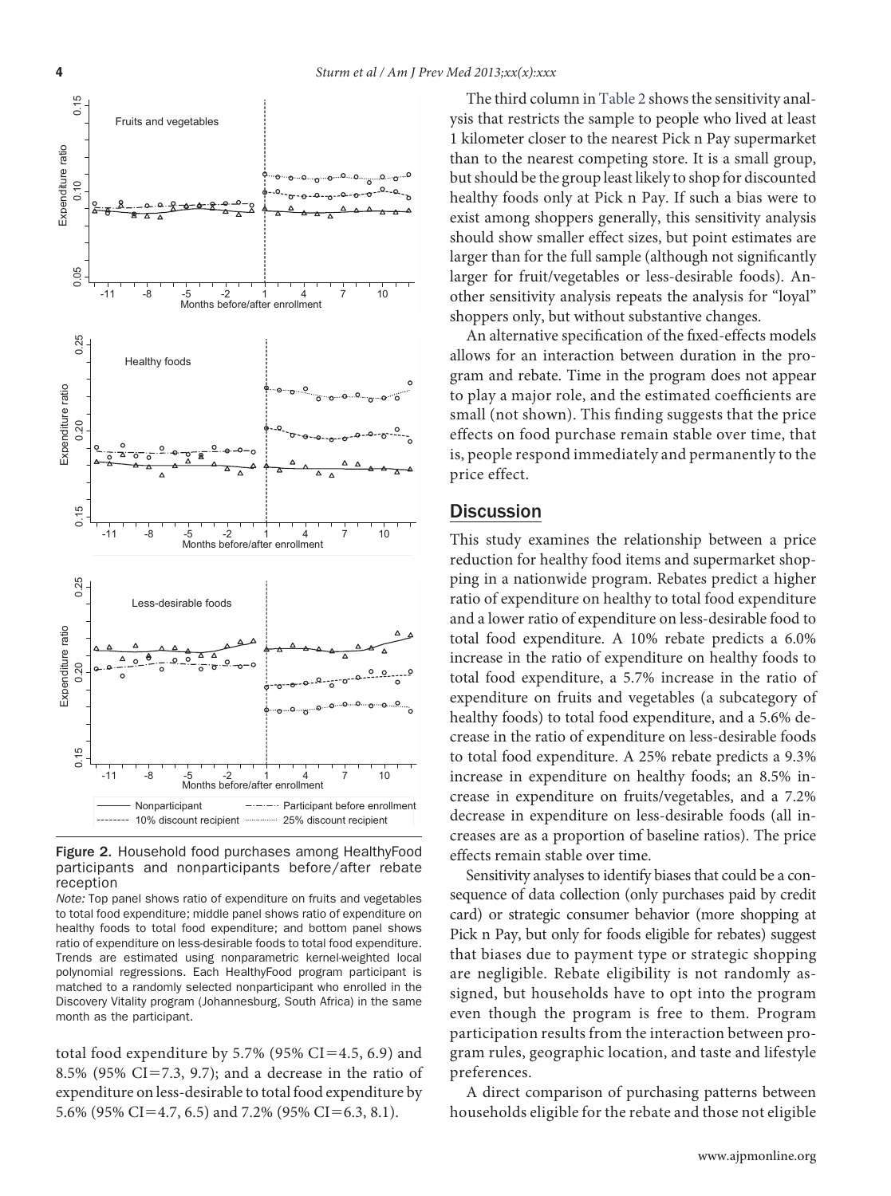Figure 2. Household food purchases among HealthyFood participants and nonparticipants before/after rebate reception

*Note:* Top panel shows ratio of expenditure on fruits and vegetables to total food expenditure; middle panel shows ratio of expenditure on healthy foods to total food expenditure; and bottom panel shows ratio of expenditure on less-desirable foods to total food expenditure. Trends are estimated using nonparametric kernel-weighted local polynomial regressions. Each HealthyFood program participant is matched to a randomly selected nonparticipant who enrolled in the Discovery Vitality program (Johannesburg, South Africa) in the same month as the participant.

total food expenditure by 5.7% (95% CI=4.5, 6.9) and 8.5% (95% CI=7.3, 9.7); and a decrease in the ratio of expenditure on less-desirable to total food expenditure by 5.6% (95% CI=4.7, 6.5) and 7.2% (95% CI=6.3, 8.1).

The third column in Table 2 shows the sensitivity analysis that restricts the sample to people who lived at least 1 kilometer closer to the nearest Pick n Pay supermarket than to the nearest competing store. It is a small group, but should be the group least likely to shop for discounted healthy foods only at Pick n Pay. If such a bias were to exist among shoppers generally, this sensitivity analysis should show smaller effect sizes, but point estimates are larger than for the full sample (although not significantly larger for fruit/vegetables or less-desirable foods). Another sensitivity analysis repeats the analysis for "loyal" shoppers only, but without substantive changes.

An alternative specification of the fixed-effects models allows for an interaction between duration in the program and rebate. Time in the program does not appear to play a major role, and the estimated coefficients are small (not shown). This finding suggests that the price effects on food purchase remain stable over time, that is, people respond immediately and permanently to the price effect.

## Discussion

This study examines the relationship between a price reduction for healthy food items and supermarket shopping in a nationwide program. Rebates predict a higher ratio of expenditure on healthy to total food expenditure and a lower ratio of expenditure on less-desirable food to total food expenditure. A 10% rebate predicts a 6.0% increase in the ratio of expenditure on healthy foods to total food expenditure, a 5.7% increase in the ratio of expenditure on fruits and vegetables (a subcategory of healthy foods) to total food expenditure, and a 5.6% decrease in the ratio of expenditure on less-desirable foods to total food expenditure. A 25% rebate predicts a 9.3% increase in expenditure on healthy foods; an 8.5% increase in expenditure on fruits/vegetables, and a 7.2% decrease in expenditure on less-desirable foods (all increases are as a proportion of baseline ratios). The price effects remain stable over time.

Sensitivity analyses to identify biases that could be a consequence of data collection (only purchases paid by credit card) or strategic consumer behavior (more shopping at Pick n Pay, but only for foods eligible for rebates) suggest that biases due to payment type or strategic shopping are negligible. Rebate eligibility is not randomly assigned, but households have to opt into the program even though the program is free to them. Program participation results from the interaction between program rules, geographic location, and taste and lifestyle preferences.

A direct comparison of purchasing patterns between households eligible for the rebate and those not eligible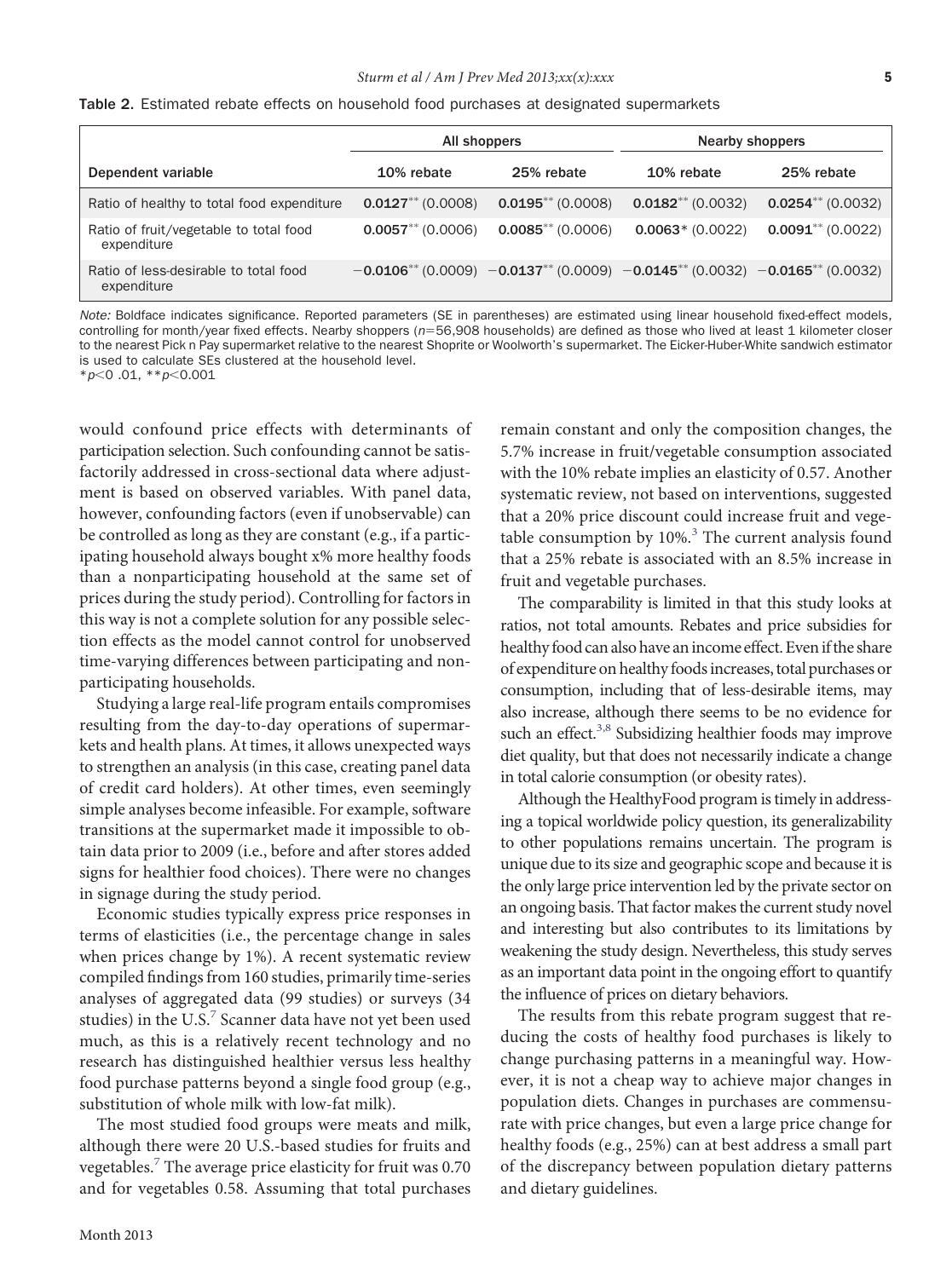**Table 2.** Estimated rebate effects on household food purchases at designated supermarkets

| | All shoppers | | Nearby shoppers | |
|---|---|---|---|---|
| Dependent variable | 10% rebate | 25% rebate | 10% rebate | 25% rebate |
| Ratio of healthy to total food expenditure | **0.0127**** (0.0008) | **0.0195**** (0.0008) | **0.0182**** (0.0032) | **0.0254**** (0.0032) |
| Ratio of fruit/vegetable to total food expenditure | **0.0057**** (0.0006) | **0.0085**** (0.0006) | **0.0063*** (0.0022) | **0.0091**** (0.0022) |
| Ratio of less-desirable to total food expenditure | −**0.0106**** (0.0009) | −**0.0137**** (0.0009) | −**0.0145**** (0.0032) | −**0.0165**** (0.0032) |

*Note:* Boldface indicates significance. Reported parameters (SE in parentheses) are estimated using linear household fixed-effect models, controlling for month/year fixed effects. Nearby shoppers ($n$=56,908 households) are defined as those who lived at least 1 kilometer closer to the nearest Pick n Pay supermarket relative to the nearest Shoprite or Woolworth's supermarket. The Eicker-Huber-White sandwich estimator is used to calculate SEs clustered at the household level.
*$p$<0 .01, **$p$<0.001

would confound price effects with determinants of participation selection. Such confounding cannot be satisfactorily addressed in cross-sectional data where adjustment is based on observed variables. With panel data, however, confounding factors (even if unobservable) can be controlled as long as they are constant (e.g., if a participating household always bought x% more healthy foods than a nonparticipating household at the same set of prices during the study period). Controlling for factors in this way is not a complete solution for any possible selection effects as the model cannot control for unobserved time-varying differences between participating and nonparticipating households.

Studying a large real-life program entails compromises resulting from the day-to-day operations of supermarkets and health plans. At times, it allows unexpected ways to strengthen an analysis (in this case, creating panel data of credit card holders). At other times, even seemingly simple analyses become infeasible. For example, software transitions at the supermarket made it impossible to obtain data prior to 2009 (i.e., before and after stores added signs for healthier food choices). There were no changes in signage during the study period.

Economic studies typically express price responses in terms of elasticities (i.e., the percentage change in sales when prices change by 1%). A recent systematic review compiled findings from 160 studies, primarily time-series analyses of aggregated data (99 studies) or surveys (34 studies) in the U.S.[7] Scanner data have not yet been used much, as this is a relatively recent technology and no research has distinguished healthier versus less healthy food purchase patterns beyond a single food group (e.g., substitution of whole milk with low-fat milk).

The most studied food groups were meats and milk, although there were 20 U.S.-based studies for fruits and vegetables.[7] The average price elasticity for fruit was 0.70 and for vegetables 0.58. Assuming that total purchases remain constant and only the composition changes, the 5.7% increase in fruit/vegetable consumption associated with the 10% rebate implies an elasticity of 0.57. Another systematic review, not based on interventions, suggested that a 20% price discount could increase fruit and vegetable consumption by 10%.[3] The current analysis found that a 25% rebate is associated with an 8.5% increase in fruit and vegetable purchases.

The comparability is limited in that this study looks at ratios, not total amounts. Rebates and price subsidies for healthy food can also have an income effect. Even if the share of expenditure on healthy foods increases, total purchases or consumption, including that of less-desirable items, may also increase, although there seems to be no evidence for such an effect.[3,8] Subsidizing healthier foods may improve diet quality, but that does not necessarily indicate a change in total calorie consumption (or obesity rates).

Although the HealthyFood program is timely in addressing a topical worldwide policy question, its generalizability to other populations remains uncertain. The program is unique due to its size and geographic scope and because it is the only large price intervention led by the private sector on an ongoing basis. That factor makes the current study novel and interesting but also contributes to its limitations by weakening the study design. Nevertheless, this study serves as an important data point in the ongoing effort to quantify the influence of prices on dietary behaviors.

The results from this rebate program suggest that reducing the costs of healthy food purchases is likely to change purchasing patterns in a meaningful way. However, it is not a cheap way to achieve major changes in population diets. Changes in purchases are commensurate with price changes, but even a large price change for healthy foods (e.g., 25%) can at best address a small part of the discrepancy between population dietary patterns and dietary guidelines.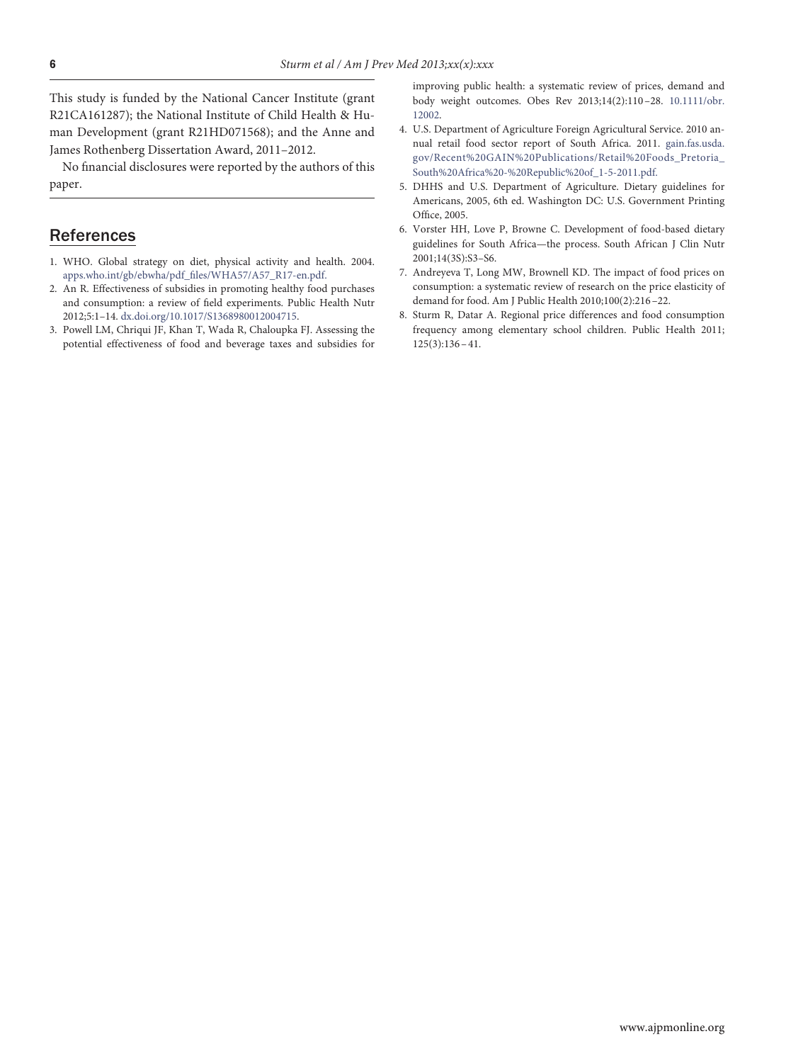This study is funded by the National Cancer Institute (grant R21CA161287); the National Institute of Child Health & Human Development (grant R21HD071568); and the Anne and James Rothenberg Dissertation Award, 2011–2012.

No financial disclosures were reported by the authors of this paper.

## References

1. WHO. Global strategy on diet, physical activity and health. 2004. apps.who.int/gb/ebwha/pdf_files/WHA57/A57_R17-en.pdf.
2. An R. Effectiveness of subsidies in promoting healthy food purchases and consumption: a review of field experiments. Public Health Nutr 2012;5:1–14. dx.doi.org/10.1017/S1368980012004715.
3. Powell LM, Chriqui JF, Khan T, Wada R, Chaloupka FJ. Assessing the potential effectiveness of food and beverage taxes and subsidies for improving public health: a systematic review of prices, demand and body weight outcomes. Obes Rev 2013;14(2):110–28. 10.1111/obr.12002.
4. U.S. Department of Agriculture Foreign Agricultural Service. 2010 annual retail food sector report of South Africa. 2011. gain.fas.usda.gov/Recent%20GAIN%20Publications/Retail%20Foods_Pretoria_South%20Africa%20-%20Republic%20of_1-5-2011.pdf.
5. DHHS and U.S. Department of Agriculture. Dietary guidelines for Americans, 2005, 6th ed. Washington DC: U.S. Government Printing Office, 2005.
6. Vorster HH, Love P, Browne C. Development of food-based dietary guidelines for South Africa—the process. South African J Clin Nutr 2001;14(3S):S3–S6.
7. Andreyeva T, Long MW, Brownell KD. The impact of food prices on consumption: a systematic review of research on the price elasticity of demand for food. Am J Public Health 2010;100(2):216–22.
8. Sturm R, Datar A. Regional price differences and food consumption frequency among elementary school children. Public Health 2011; 125(3):136–41.